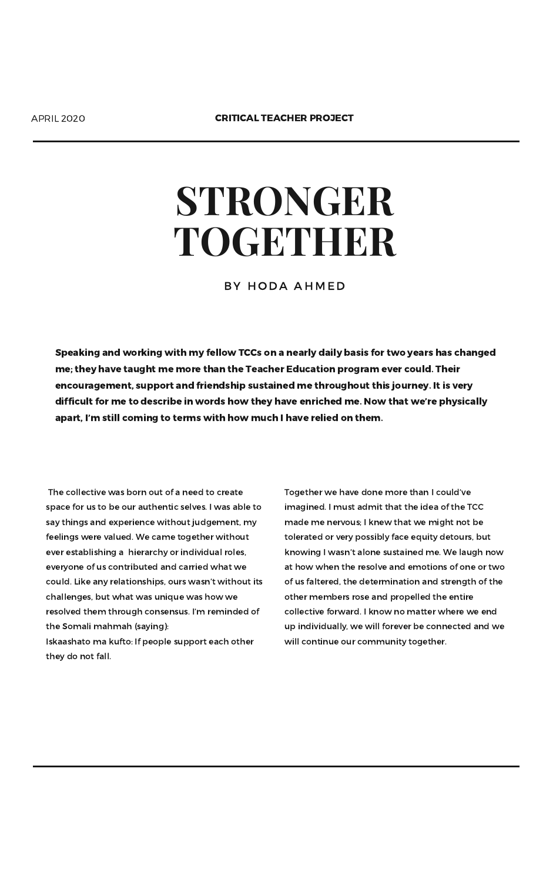# STRONGER TOGETHER

BY HODA AHMED

**Speaking and working with my fellow TCCs on a nearly daily basis for two years has changed me; they have taught me more than the Teacher Education program ever could. Their encouragement, support and friendship sustained me throughout this journey. It is very difficult for me to describe in words how they have enriched me. Now that we're physically apart, I'm still coming to terms with how much I have relied on them.**

The collective was born out of a need to create space for us to be our authentic selves. I was able to say things and experience without judgement, my feelings were valued. We came together without ever establishing a hierarchy or individual roles, everyone of us contributed and carried what we could. Like any relationships, ours wasn't without its challenges, but what was unique was how we resolved them through consensus. I'm reminded of the Somali mahmah (saying):

Iskaashato ma kufto: If people support each other they do not fall.

Together we have done more than I could've imagined. I must admit that the idea of the TCC made me nervous; I knew that we might not be tolerated or very possibly face equity detours, but knowing I wasn't alone sustained me. We laugh now at how when the resolve and emotions of one or two of us faltered, the determination and strength of the other members rose and propelled the entire collective forward. I know no matter where we end up individually, we will forever be connected and we will continue our community together.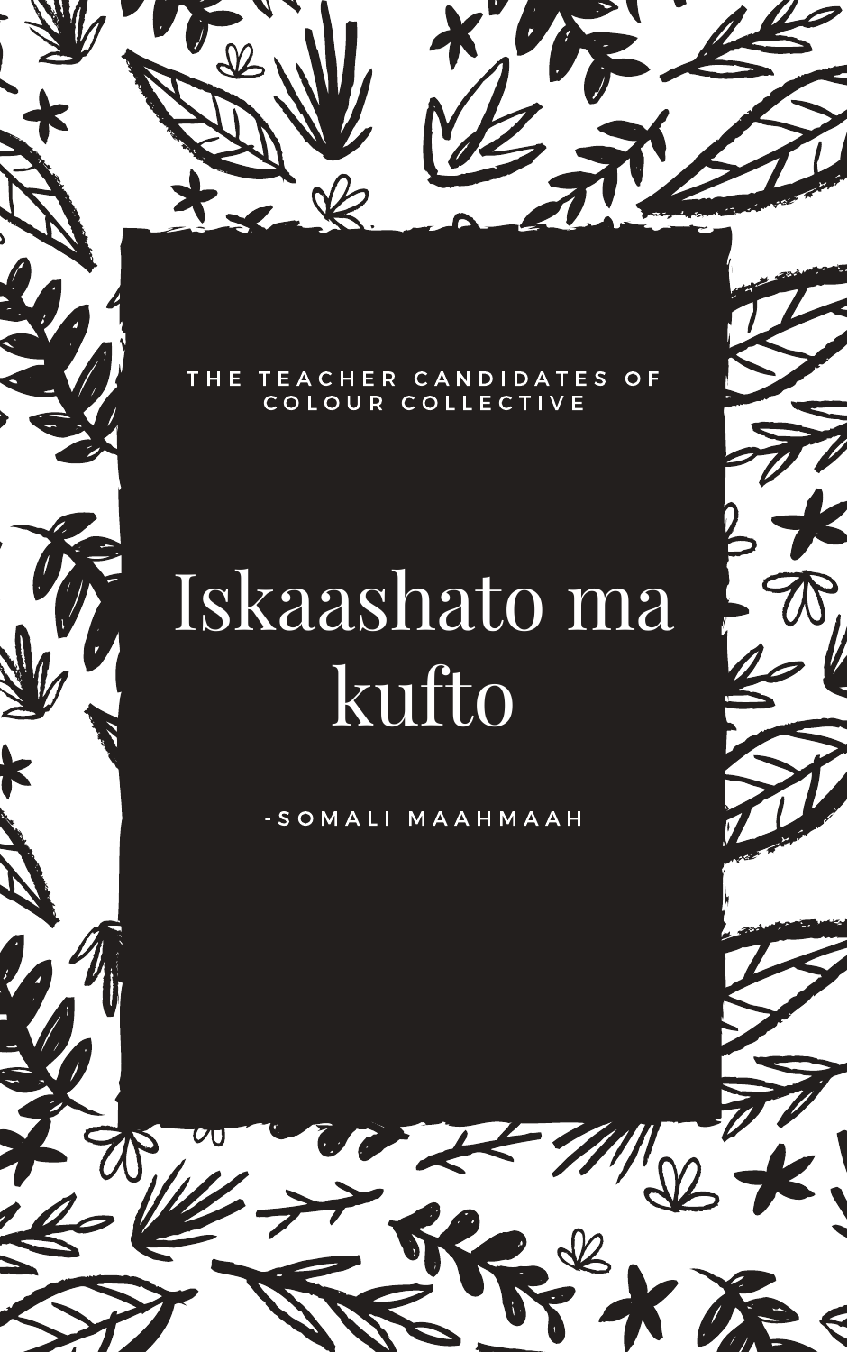THE TEACHER CANDIDATES OF COLOUR COLLECTIVE

# Iskaashato ma kufto

-SOMALI MAAHMAAH